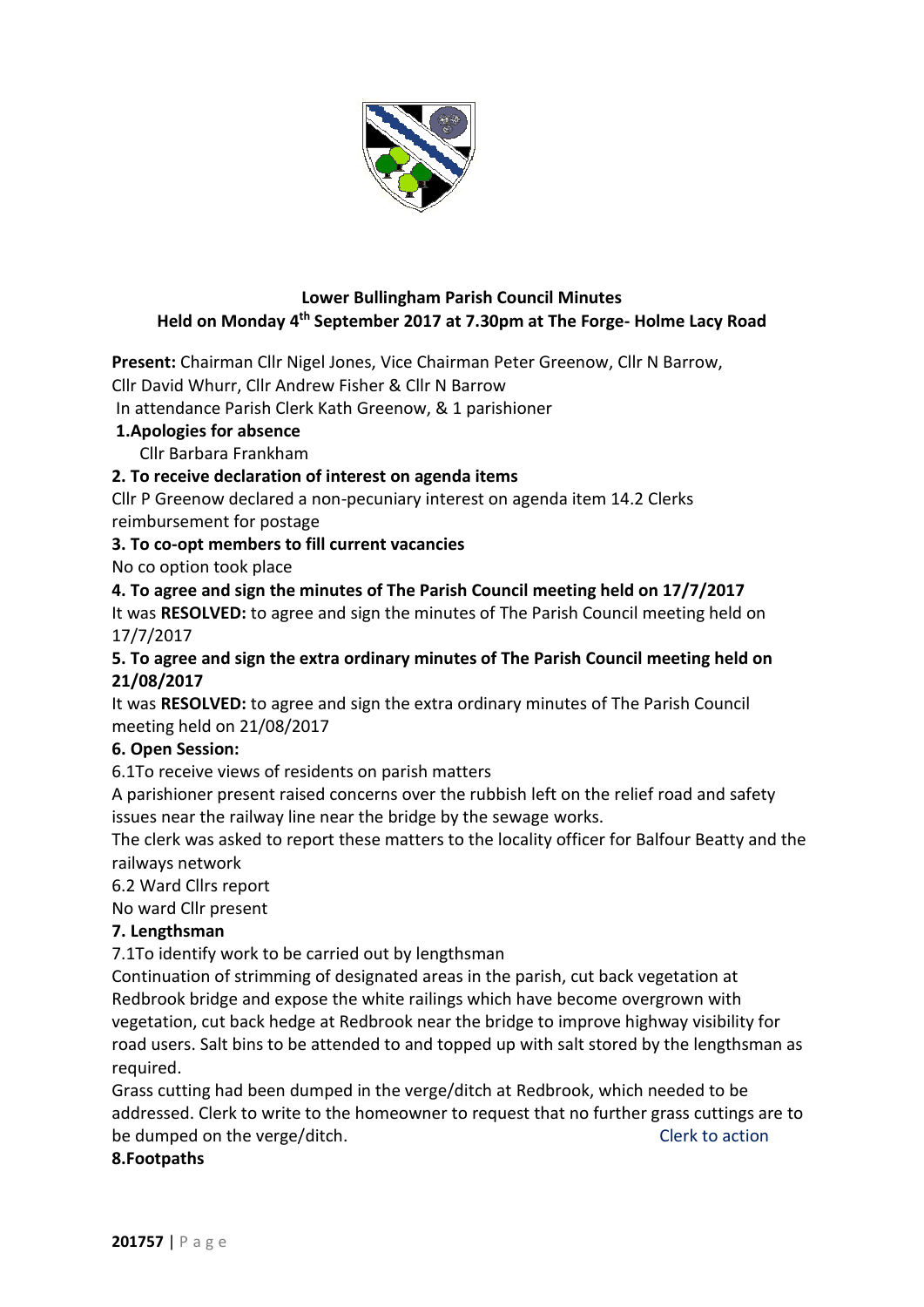## Lower Bullingham Parish Council Minutes
## Held on Monday 4th September 2017 at 7.30pm at The Forge- Holme Lacy Road

**Present:** Chairman Cllr Nigel Jones, Vice Chairman Peter Greenow, Cllr N Barrow, Cllr David Whurr, Cllr Andrew Fisher & Cllr N Barrow

In attendance Parish Clerk Kath Greenow, & 1 parishioner

**1.Apologies for absence**

Cllr Barbara Frankham

**2. To receive declaration of interest on agenda items**

Cllr P Greenow declared a non-pecuniary interest on agenda item 14.2 Clerks reimbursement for postage

**3. To co-opt members to fill current vacancies**

No co option took place

**4. To agree and sign the minutes of The Parish Council meeting held on 17/7/2017**

It was **RESOLVED:** to agree and sign the minutes of The Parish Council meeting held on 17/7/2017

**5. To agree and sign the extra ordinary minutes of The Parish Council meeting held on 21/08/2017**

It was **RESOLVED:** to agree and sign the extra ordinary minutes of The Parish Council meeting held on 21/08/2017

**6. Open Session:**

6.1To receive views of residents on parish matters

A parishioner present raised concerns over the rubbish left on the relief road and safety issues near the railway line near the bridge by the sewage works.

The clerk was asked to report these matters to the locality officer for Balfour Beatty and the railways network

6.2 Ward Cllrs report

No ward Cllr present

**7. Lengthsman**

7.1To identify work to be carried out by lengthsman

Continuation of strimming of designated areas in the parish, cut back vegetation at Redbrook bridge and expose the white railings which have become overgrown with vegetation, cut back hedge at Redbrook near the bridge to improve highway visibility for road users. Salt bins to be attended to and topped up with salt stored by the lengthsman as required.

Grass cutting had been dumped in the verge/ditch at Redbrook, which needed to be addressed. Clerk to write to the homeowner to request that no further grass cuttings are to be dumped on the verge/ditch. Clerk to action

**8.Footpaths**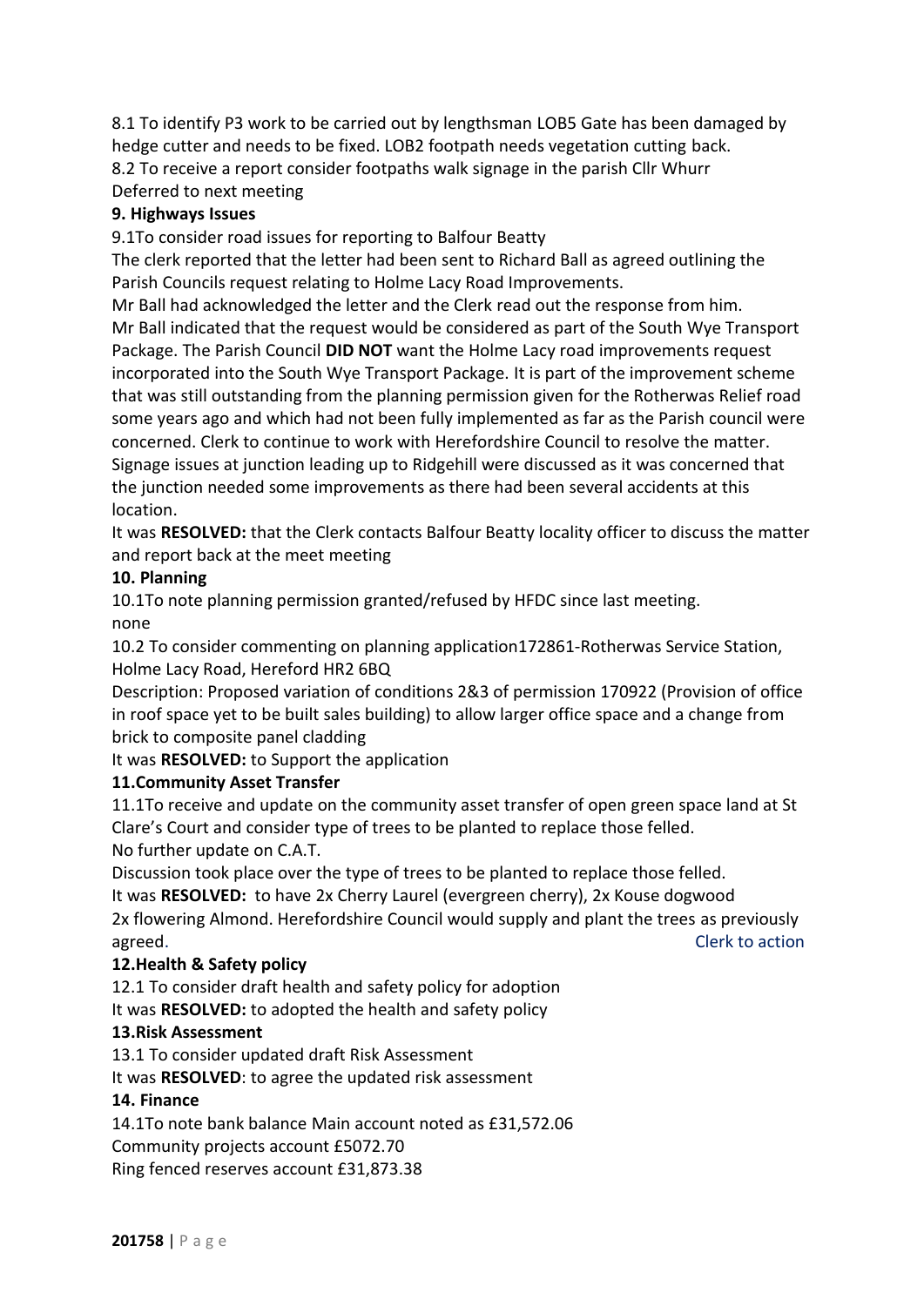8.1 To identify P3 work to be carried out by lengthsman LOB5 Gate has been damaged by hedge cutter and needs to be fixed. LOB2 footpath needs vegetation cutting back.
8.2 To receive a report consider footpaths walk signage in the parish Cllr Whurr
Deferred to next meeting

**9. Highways Issues**

9.1To consider road issues for reporting to Balfour Beatty
The clerk reported that the letter had been sent to Richard Ball as agreed outlining the Parish Councils request relating to Holme Lacy Road Improvements.
Mr Ball had acknowledged the letter and the Clerk read out the response from him.
Mr Ball indicated that the request would be considered as part of the South Wye Transport Package. The Parish Council **DID NOT** want the Holme Lacy road improvements request incorporated into the South Wye Transport Package. It is part of the improvement scheme that was still outstanding from the planning permission given for the Rotherwas Relief road some years ago and which had not been fully implemented as far as the Parish council were concerned. Clerk to continue to work with Herefordshire Council to resolve the matter.
Signage issues at junction leading up to Ridgehill were discussed as it was concerned that the junction needed some improvements as there had been several accidents at this location.
It was **RESOLVED:** that the Clerk contacts Balfour Beatty locality officer to discuss the matter and report back at the meet meeting

**10. Planning**

10.1To note planning permission granted/refused by HFDC since last meeting.
none
10.2 To consider commenting on planning application172861-Rotherwas Service Station, Holme Lacy Road, Hereford HR2 6BQ
Description: Proposed variation of conditions 2&3 of permission 170922 (Provision of office in roof space yet to be built sales building) to allow larger office space and a change from brick to composite panel cladding
It was **RESOLVED:** to Support the application

**11.Community Asset Transfer**

11.1To receive and update on the community asset transfer of open green space land at St Clare's Court and consider type of trees to be planted to replace those felled.
No further update on C.A.T.
Discussion took place over the type of trees to be planted to replace those felled.
It was **RESOLVED:** to have 2x Cherry Laurel (evergreen cherry), 2x Kouse dogwood 2x flowering Almond. Herefordshire Council would supply and plant the trees as previously agreed. Clerk to action

**12.Health & Safety policy**

12.1 To consider draft health and safety policy for adoption
It was **RESOLVED:** to adopted the health and safety policy

**13.Risk Assessment**

13.1 To consider updated draft Risk Assessment
It was **RESOLVED**: to agree the updated risk assessment

**14. Finance**

14.1To note bank balance Main account noted as £31,572.06
Community projects account £5072.70
Ring fenced reserves account £31,873.38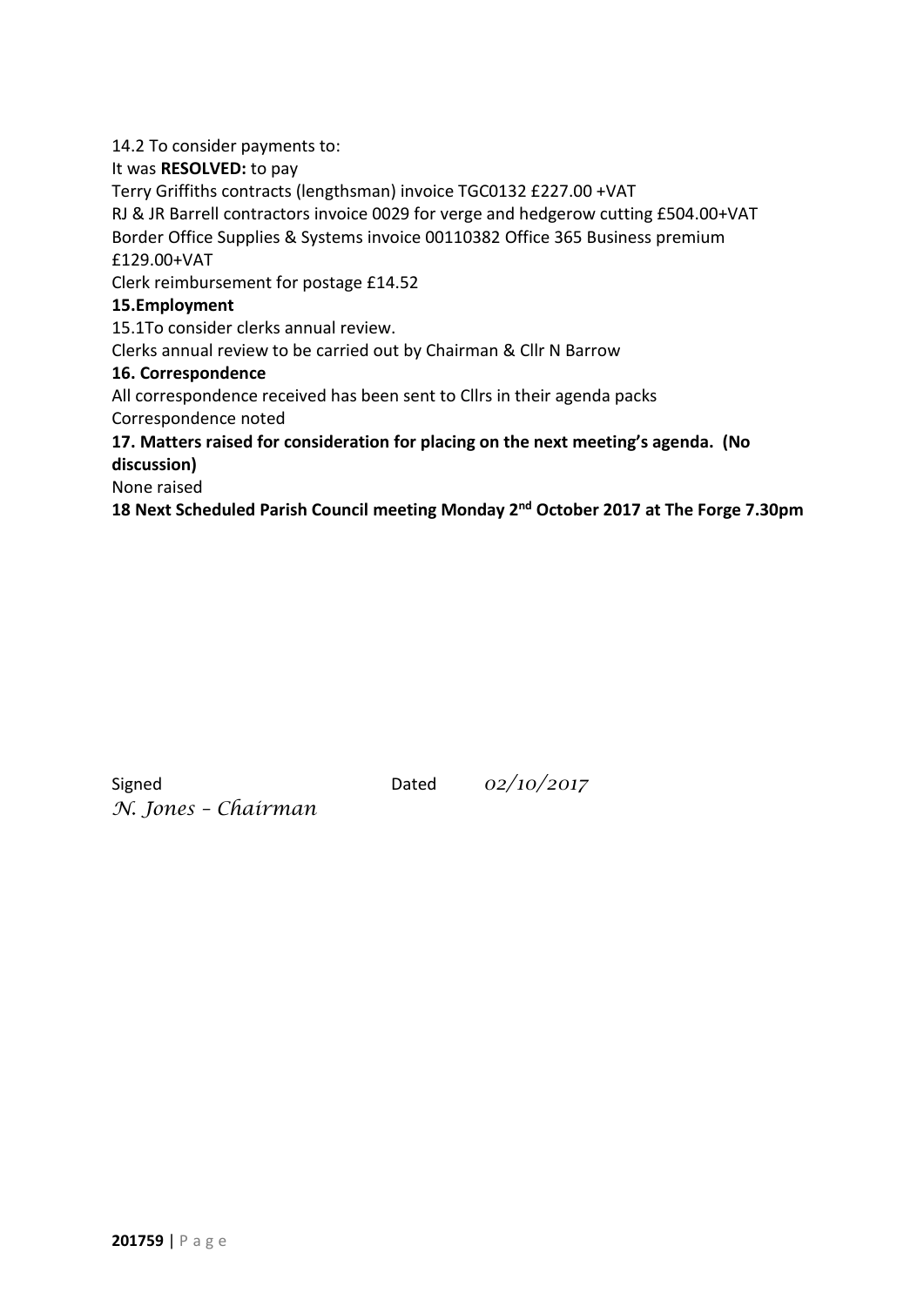14.2 To consider payments to:

It was **RESOLVED:** to pay

Terry Griffiths contracts (lengthsman) invoice TGC0132 £227.00 +VAT

RJ & JR Barrell contractors invoice 0029 for verge and hedgerow cutting £504.00+VAT

Border Office Supplies & Systems invoice 00110382 Office 365 Business premium £129.00+VAT

Clerk reimbursement for postage £14.52

**15.Employment**

15.1To consider clerks annual review.

Clerks annual review to be carried out by Chairman & Cllr N Barrow

**16. Correspondence**

All correspondence received has been sent to Cllrs in their agenda packs

Correspondence noted

**17. Matters raised for consideration for placing on the next meeting's agenda. (No discussion)**

None raised

**18 Next Scheduled Parish Council meeting Monday 2nd October 2017 at The Forge 7.30pm**

Signed Dated *02/10/2017*

*N. Jones – Chairman*